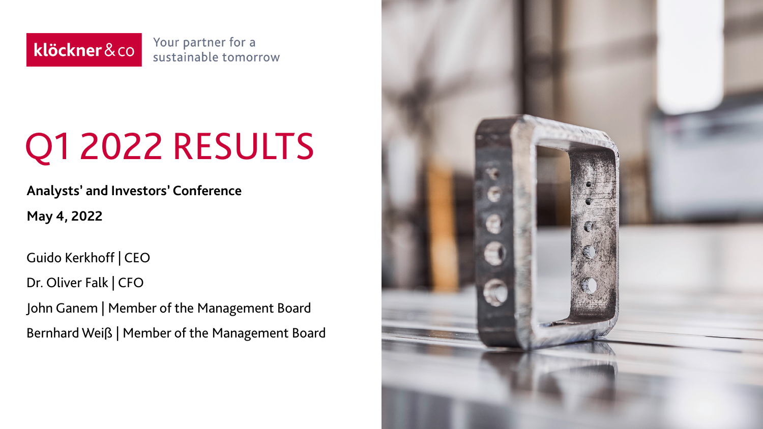klöckner & co

Your partner for a sustainable tomorrow

# Q1 2022 RESULTS

**Analysts' and Investors' Conference**

**May 4, 2022**

Guido Kerkhoff | CEO

Dr. Oliver Falk | CFO

John Ganem | Member of the Management Board

Bernhard Weiß | Member of the Management Board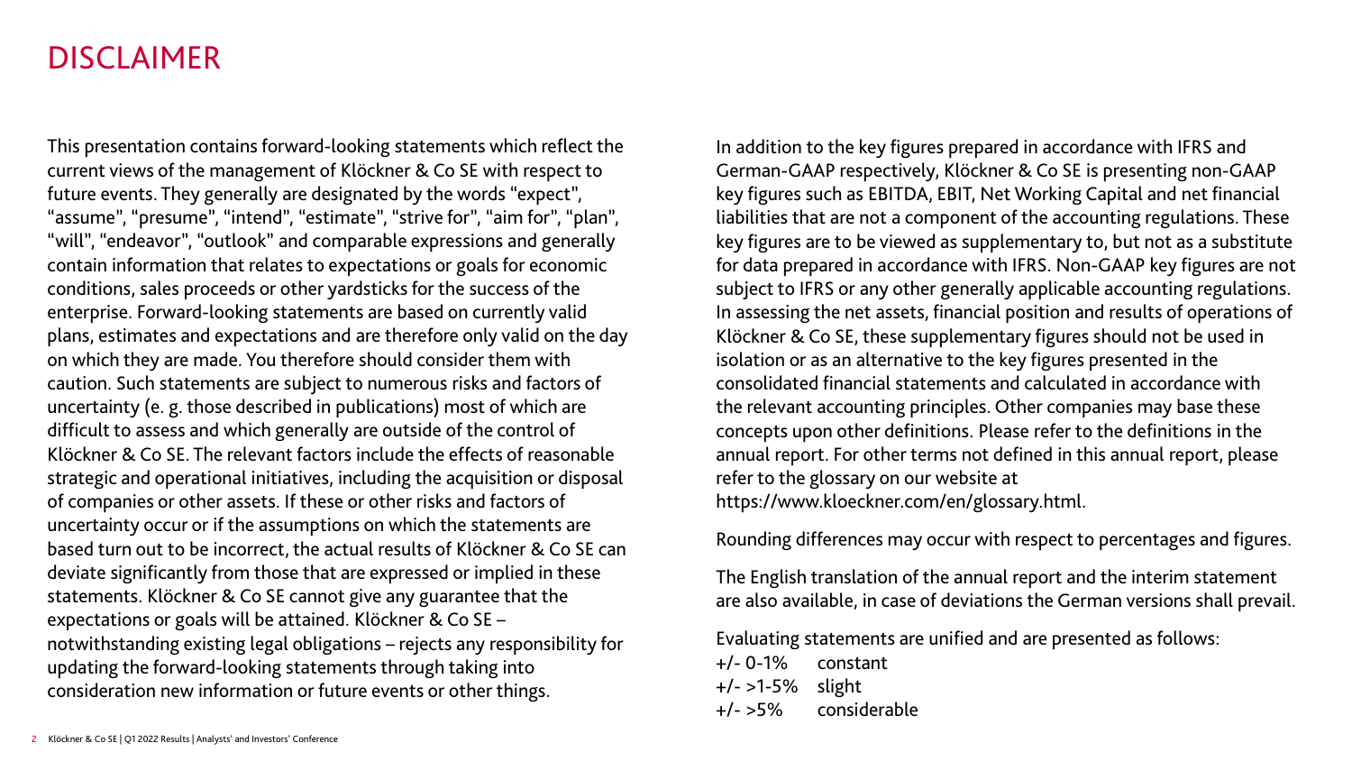# DISCLAIMER

This presentation contains forward-looking statements which reflect the current views of the management of Klöckner & Co SE with respect to future events. They generally are designated by the words "expect", "assume", "presume", "intend", "estimate", "strive for", "aim for", "plan", "will", "endeavor", "outlook" and comparable expressions and generally contain information that relates to expectations or goals for economic conditions, sales proceeds or other yardsticks for the success of the enterprise. Forward-looking statements are based on currently valid plans, estimates and expectations and are therefore only valid on the day on which they are made. You therefore should consider them with caution. Such statements are subject to numerous risks and factors of uncertainty (e. g. those described in publications) most of which are difficult to assess and which generally are outside of the control of Klöckner & Co SE. The relevant factors include the effects of reasonable strategic and operational initiatives, including the acquisition or disposal of companies or other assets. If these or other risks and factors of uncertainty occur or if the assumptions on which the statements are based turn out to be incorrect, the actual results of Klöckner & Co SE can deviate significantly from those that are expressed or implied in these statements. Klöckner & Co SE cannot give any guarantee that the expectations or goals will be attained. Klöckner & Co SE – notwithstanding existing legal obligations – rejects any responsibility for updating the forward-looking statements through taking into consideration new information or future events or other things.

In addition to the key figures prepared in accordance with IFRS and German-GAAP respectively, Klöckner & Co SE is presenting non-GAAP key figures such as EBITDA, EBIT, Net Working Capital and net financial liabilities that are not a component of the accounting regulations. These key figures are to be viewed as supplementary to, but not as a substitute for data prepared in accordance with IFRS. Non-GAAP key figures are not subject to IFRS or any other generally applicable accounting regulations. In assessing the net assets, financial position and results of operations of Klöckner & Co SE, these supplementary figures should not be used in isolation or as an alternative to the key figures presented in the consolidated financial statements and calculated in accordance with the relevant accounting principles. Other companies may base these concepts upon other definitions. Please refer to the definitions in the annual report. For other terms not defined in this annual report, please refer to the glossary on our website at https://www.kloeckner.com/en/glossary.html.

Rounding differences may occur with respect to percentages and figures.

The English translation of the annual report and the interim statement are also available, in case of deviations the German versions shall prevail.

Evaluating statements are unified and are presented as follows:

+/- 0-1% constant
+/- >1-5% slight
+/- >5% considerable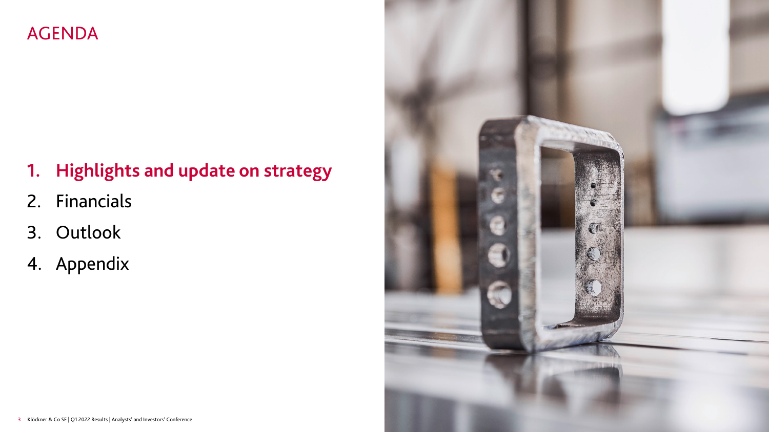# AGENDA

1. **Highlights and update on strategy**
2. Financials
3. Outlook
4. Appendix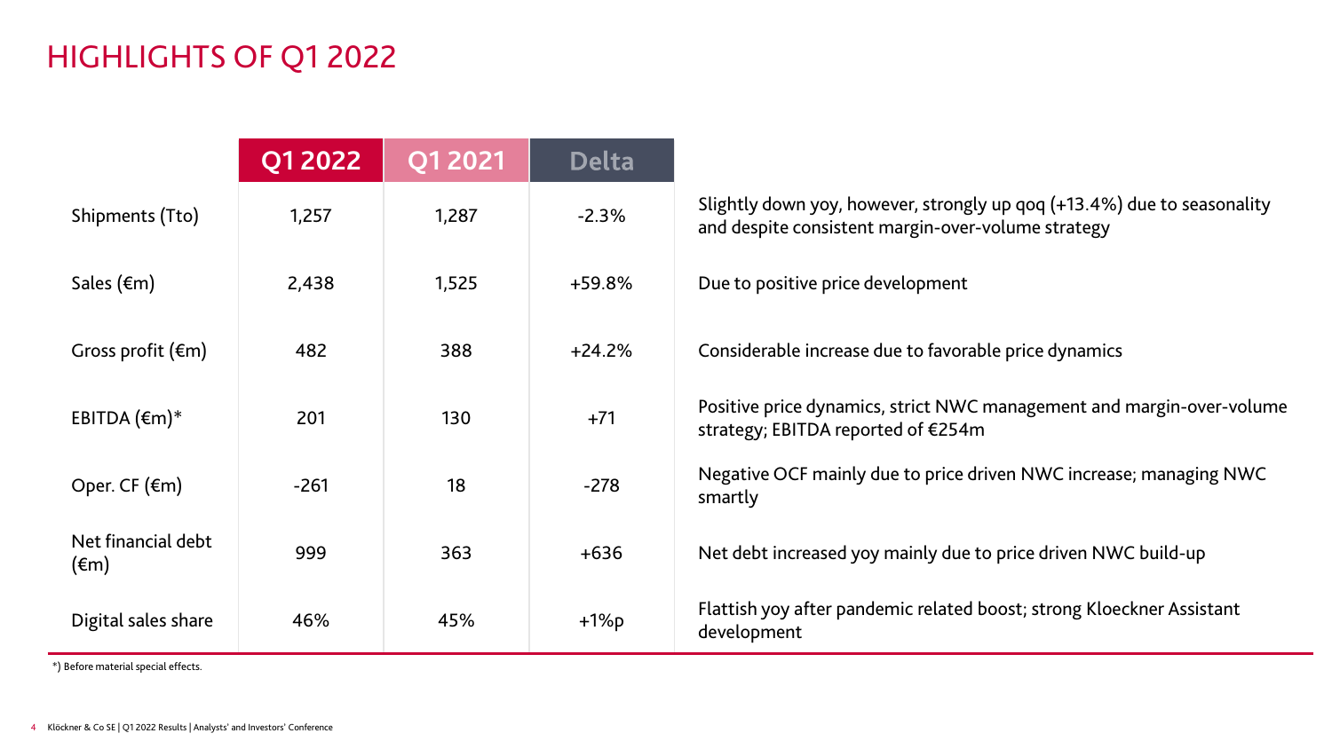# HIGHLIGHTS OF Q1 2022

| | Q1 2022 | Q1 2021 | Delta | |
|---|---|---|---|---|
| Shipments (Tto) | 1,257 | 1,287 | -2.3% | Slightly down yoy, however, strongly up qoq (+13.4%) due to seasonality and despite consistent margin-over-volume strategy |
| Sales (€m) | 2,438 | 1,525 | +59.8% | Due to positive price development |
| Gross profit (€m) | 482 | 388 | +24.2% | Considerable increase due to favorable price dynamics |
| EBITDA (€m)* | 201 | 130 | +71 | Positive price dynamics, strict NWC management and margin-over-volume strategy; EBITDA reported of €254m |
| Oper. CF (€m) | -261 | 18 | -278 | Negative OCF mainly due to price driven NWC increase; managing NWC smartly |
| Net financial debt (€m) | 999 | 363 | +636 | Net debt increased yoy mainly due to price driven NWC build-up |
| Digital sales share | 46% | 45% | +1%p | Flattish yoy after pandemic related boost; strong Kloeckner Assistant development |

*) Before material special effects.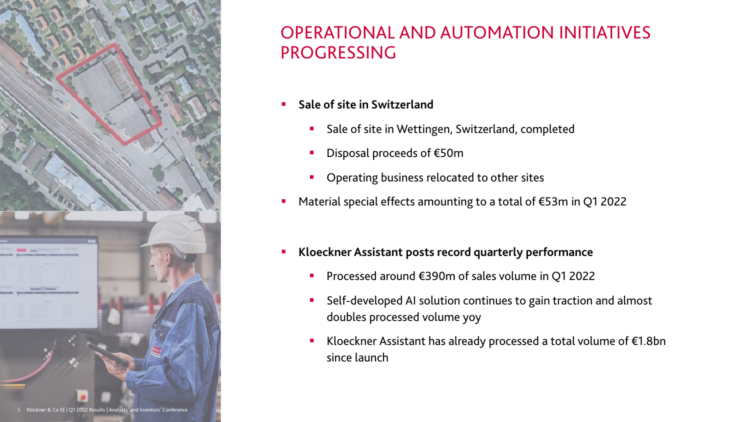# OPERATIONAL AND AUTOMATION INITIATIVES PROGRESSING

- **Sale of site in Switzerland**
  - Sale of site in Wettingen, Switzerland, completed
  - Disposal proceeds of €50m
  - Operating business relocated to other sites
- Material special effects amounting to a total of €53m in Q1 2022

- **Kloeckner Assistant posts record quarterly performance**
  - Processed around €390m of sales volume in Q1 2022
  - Self-developed AI solution continues to gain traction and almost doubles processed volume yoy
  - Kloeckner Assistant has already processed a total volume of €1.8bn since launch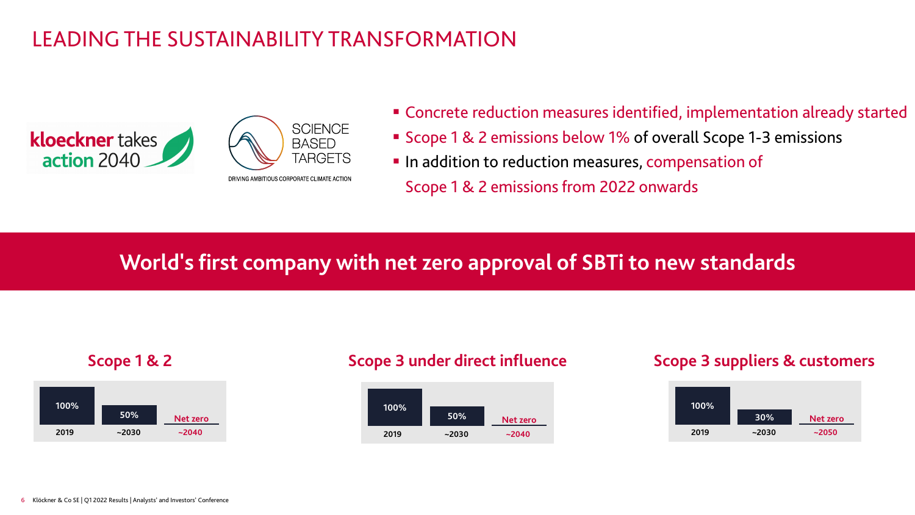# LEADING THE SUSTAINABILITY TRANSFORMATION

kloeckner takes action 2040

SCIENCE BASED TARGETS — DRIVING AMBITIOUS CORPORATE CLIMATE ACTION

- Concrete reduction measures identified, implementation already started
- Scope 1 & 2 emissions below 1% of overall Scope 1-3 emissions
- In addition to reduction measures, compensation of Scope 1 & 2 emissions from 2022 onwards

**World's first company with net zero approval of SBTi to new standards**

### Scope 1 & 2

| 2019 | ~2030 | ~2040 |
| --- | --- | --- |
| 100% | 50% | Net zero |

### Scope 3 under direct influence

| 2019 | ~2030 | ~2040 |
| --- | --- | --- |
| 100% | 50% | Net zero |

### Scope 3 suppliers & customers

| 2019 | ~2030 | ~2050 |
| --- | --- | --- |
| 100% | 30% | Net zero |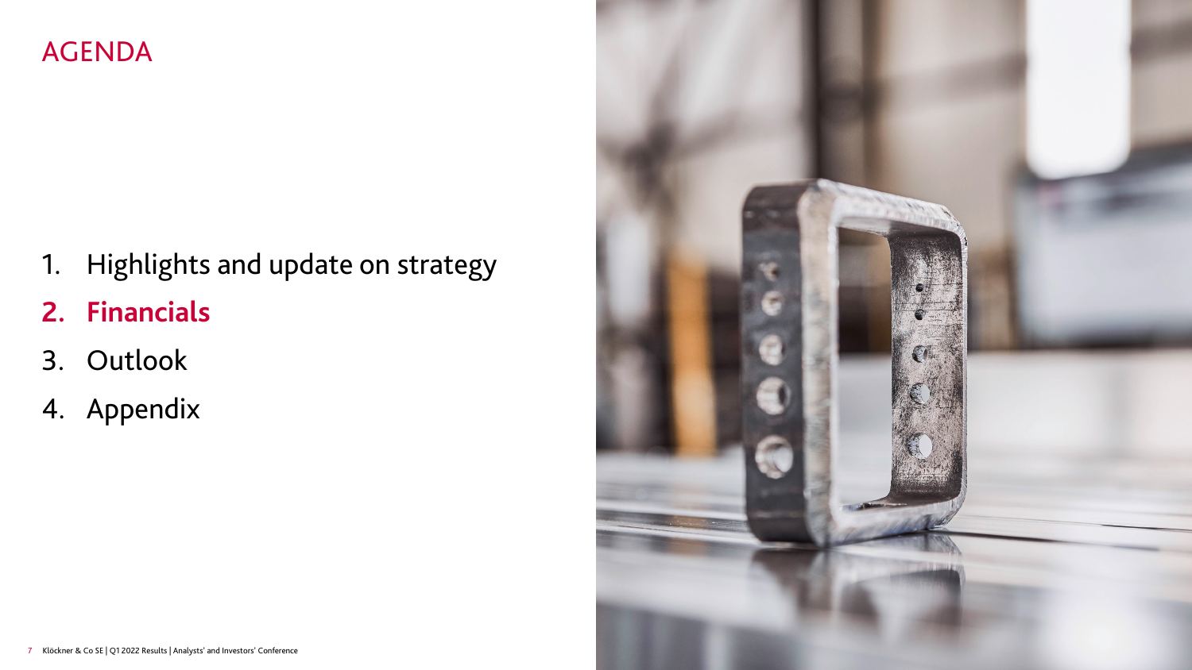# AGENDA

1. Highlights and update on strategy
2. **Financials**
3. Outlook
4. Appendix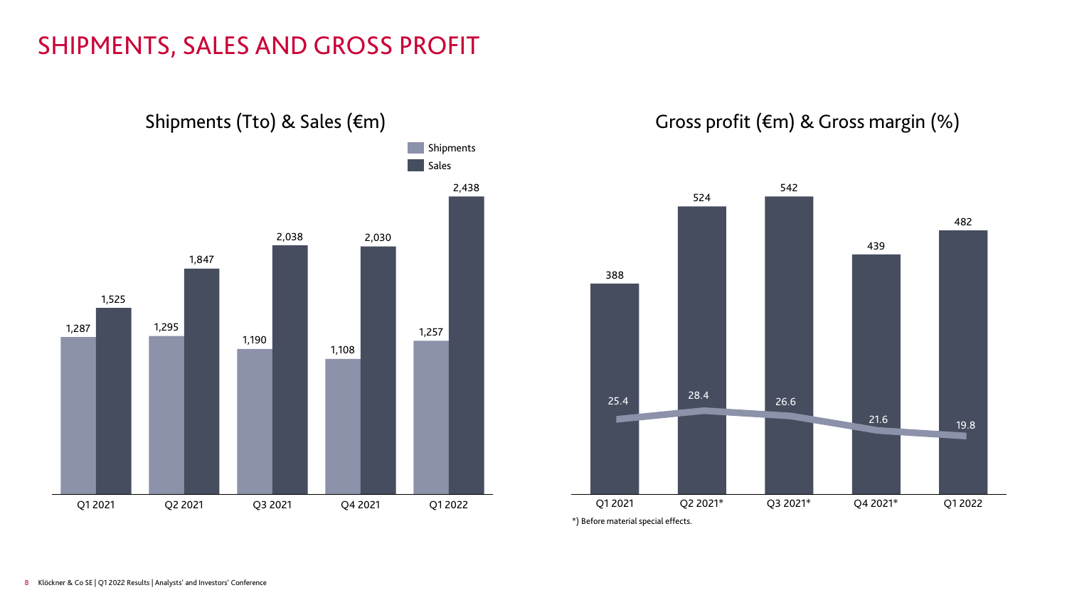# SHIPMENTS, SALES AND GROSS PROFIT

## Shipments (Tto) & Sales (€m)

| | Q1 2021 | Q2 2021 | Q3 2021 | Q4 2021 | Q1 2022 |
|---|---|---|---|---|---|
| Shipments | 1,287 | 1,295 | 1,190 | 1,108 | 1,257 |
| Sales | 1,525 | 1,847 | 2,038 | 2,030 | 2,438 |

## Gross profit (€m) & Gross margin (%)

| | Q1 2021 | Q2 2021* | Q3 2021* | Q4 2021* | Q1 2022 |
|---|---|---|---|---|---|
| Gross profit (€m) | 388 | 524 | 542 | 439 | 482 |
| Gross margin (%) | 25.4 | 28.4 | 26.6 | 21.6 | 19.8 |

*) Before material special effects.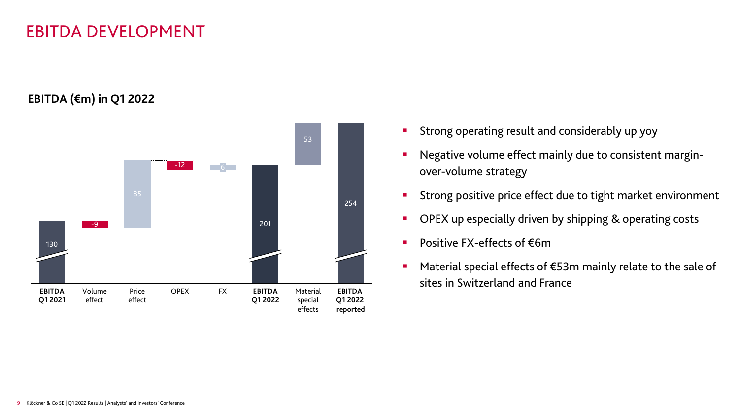# EBITDA DEVELOPMENT

**EBITDA (€m) in Q1 2022**

| EBITDA Q1 2021 | Volume effect | Price effect | OPEX | FX | EBITDA Q1 2022 | Material special effects | EBITDA Q1 2022 reported |
|---|---|---|---|---|---|---|---|
| 130 | -9 | 85 | -12 | 6 | 201 | 53 | 254 |

- Strong operating result and considerably up yoy
- Negative volume effect mainly due to consistent margin-over-volume strategy
- Strong positive price effect due to tight market environment
- OPEX up especially driven by shipping & operating costs
- Positive FX-effects of €6m
- Material special effects of €53m mainly relate to the sale of sites in Switzerland and France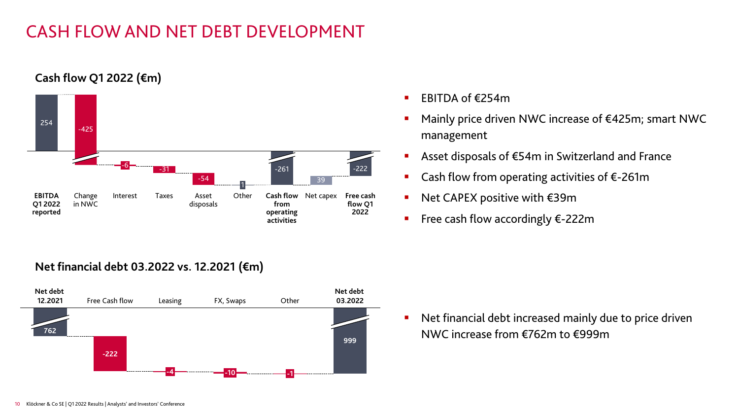# CASH FLOW AND NET DEBT DEVELOPMENT

## Cash flow Q1 2022 (€m)

| EBITDA Q1 2022 reported | Change in NWC | Interest | Taxes | Asset disposals | Other | Cash flow from operating activities | Net capex | Free cash flow Q1 2022 |
|---|---|---|---|---|---|---|---|---|
| 254 | -425 | -6 | -31 | -54 | 1 | -261 | 39 | -222 |

- EBITDA of €254m
- Mainly price driven NWC increase of €425m; smart NWC management
- Asset disposals of €54m in Switzerland and France
- Cash flow from operating activities of €-261m
- Net CAPEX positive with €39m
- Free cash flow accordingly €-222m

## Net financial debt 03.2022 vs. 12.2021 (€m)

| Net debt 12.2021 | Free Cash flow | Leasing | FX, Swaps | Other | Net debt 03.2022 |
|---|---|---|---|---|---|
| 762 | -222 | -4 | -10 | -1 | 999 |

- Net financial debt increased mainly due to price driven NWC increase from €762m to €999m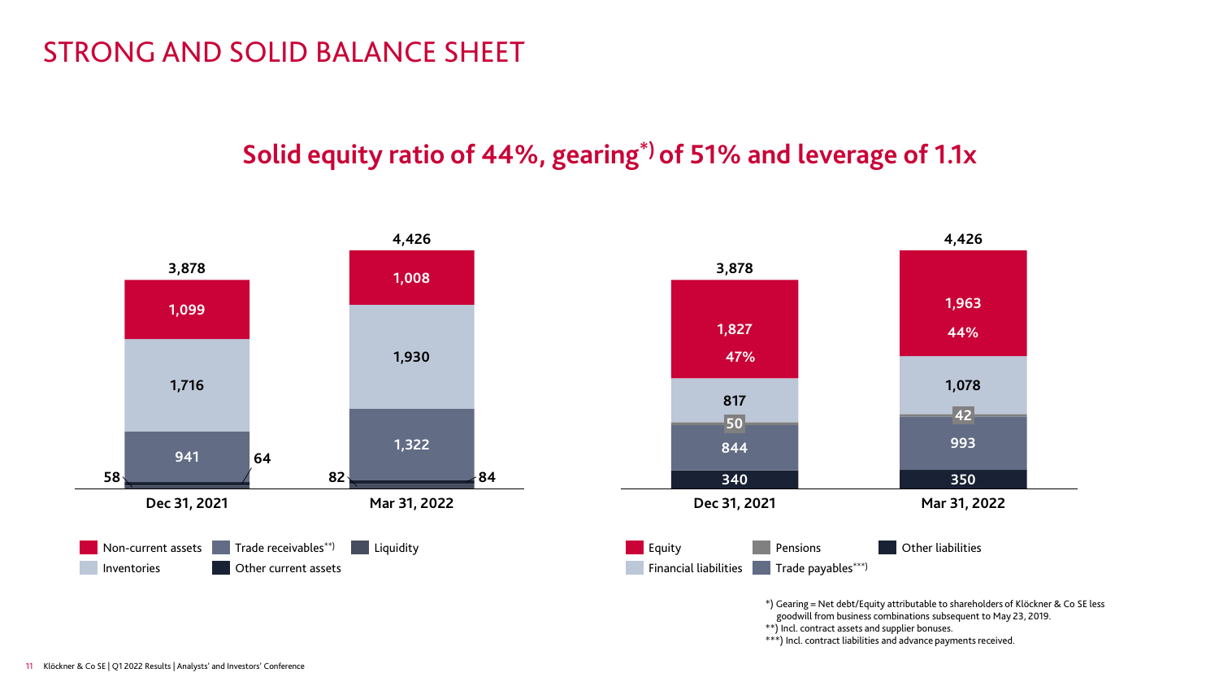# STRONG AND SOLID BALANCE SHEET

## Solid equity ratio of 44%, gearing*) of 51% and leverage of 1.1x

**Assets**

| | Dec 31, 2021 | Mar 31, 2022 |
|---|---|---|
| Non-current assets | 1,099 | 1,008 |
| Inventories | 1,716 | 1,930 |
| Trade receivables**) | 941 | 1,322 |
| Liquidity | 64 | 84 |
| Other current assets | 58 | 82 |
| **Total** | **3,878** | **4,426** |

**Equity and liabilities**

| | Dec 31, 2021 | Mar 31, 2022 |
|---|---|---|
| Equity | 1,827 (47%) | 1,963 (44%) |
| Financial liabilities | 817 | 1,078 |
| Pensions | 50 | 42 |
| Trade payables***) | 844 | 993 |
| Other liabilities | 340 | 350 |
| **Total** | **3,878** | **4,426** |

*) Gearing = Net debt/Equity attributable to shareholders of Klöckner & Co SE less goodwill from business combinations subsequent to May 23, 2019.
**) Incl. contract assets and supplier bonuses.
***) Incl. contract liabilities and advance payments received.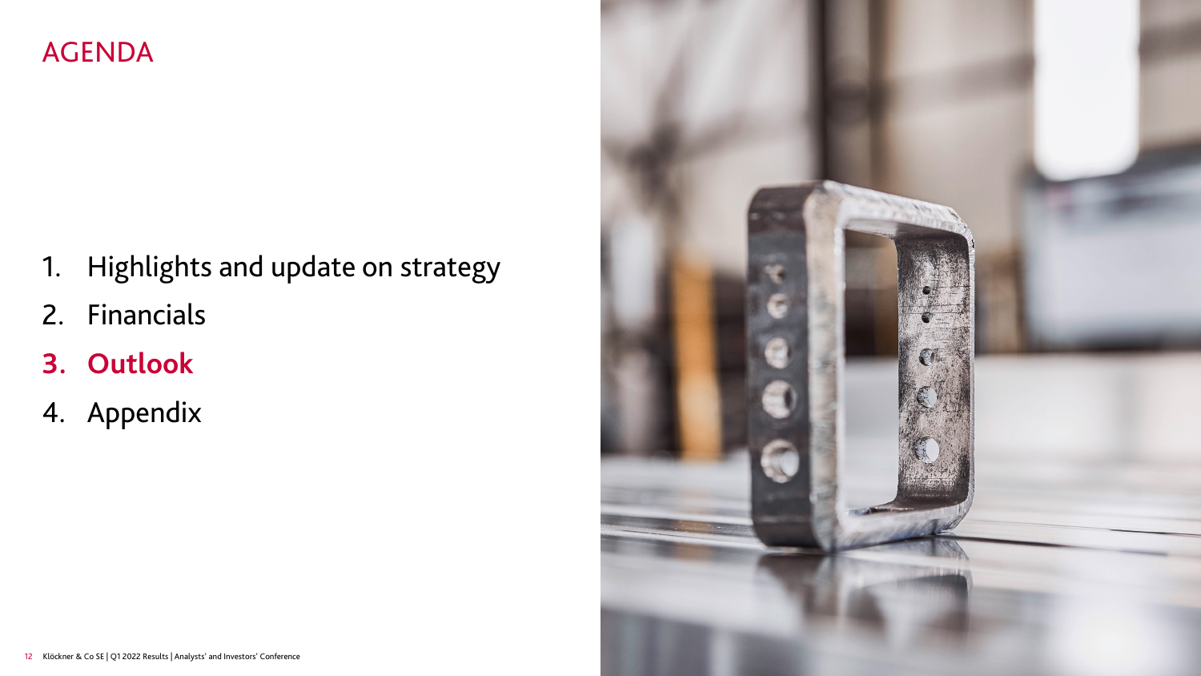# AGENDA

1. Highlights and update on strategy
2. Financials
3. **Outlook**
4. Appendix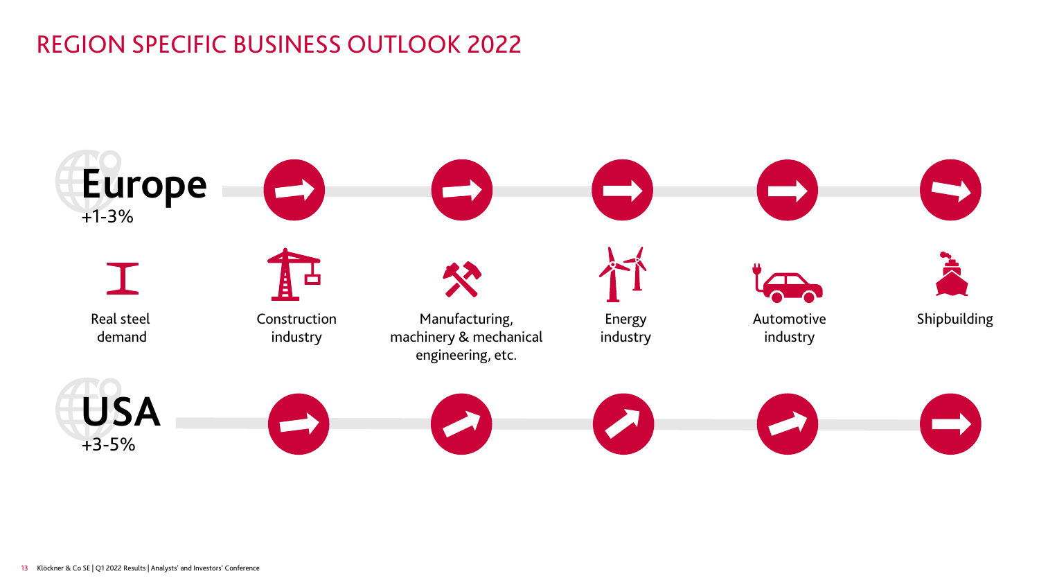# REGION SPECIFIC BUSINESS OUTLOOK 2022

| | Real steel demand | Construction industry | Manufacturing, machinery & mechanical engineering, etc. | Energy industry | Automotive industry | Shipbuilding |
|---|---|---|---|---|---|---|
| **Europe** | +1-3% | → | → | → | → | → |
| **USA** | +3-5% | → | ↗ | ↗ | ↗ | → |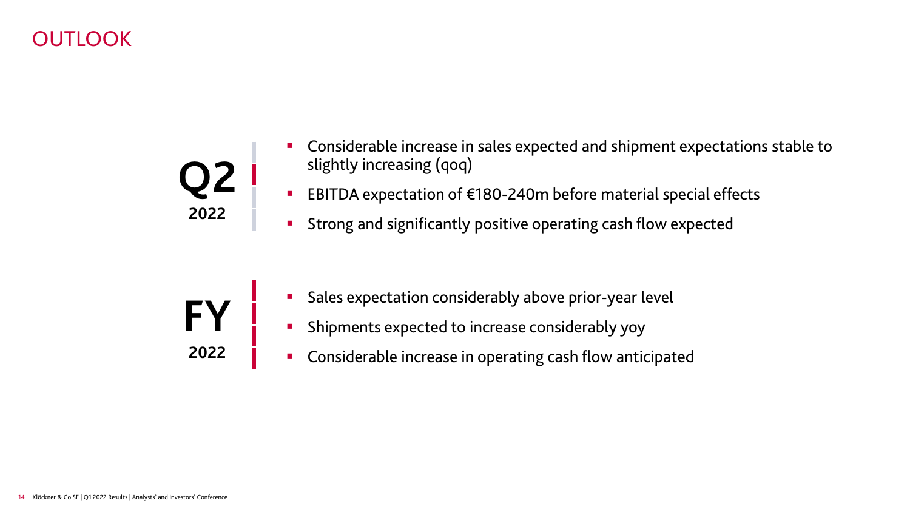# OUTLOOK

## Q2 2022

- Considerable increase in sales expected and shipment expectations stable to slightly increasing (qoq)
- EBITDA expectation of €180-240m before material special effects
- Strong and significantly positive operating cash flow expected

## FY 2022

- Sales expectation considerably above prior-year level
- Shipments expected to increase considerably yoy
- Considerable increase in operating cash flow anticipated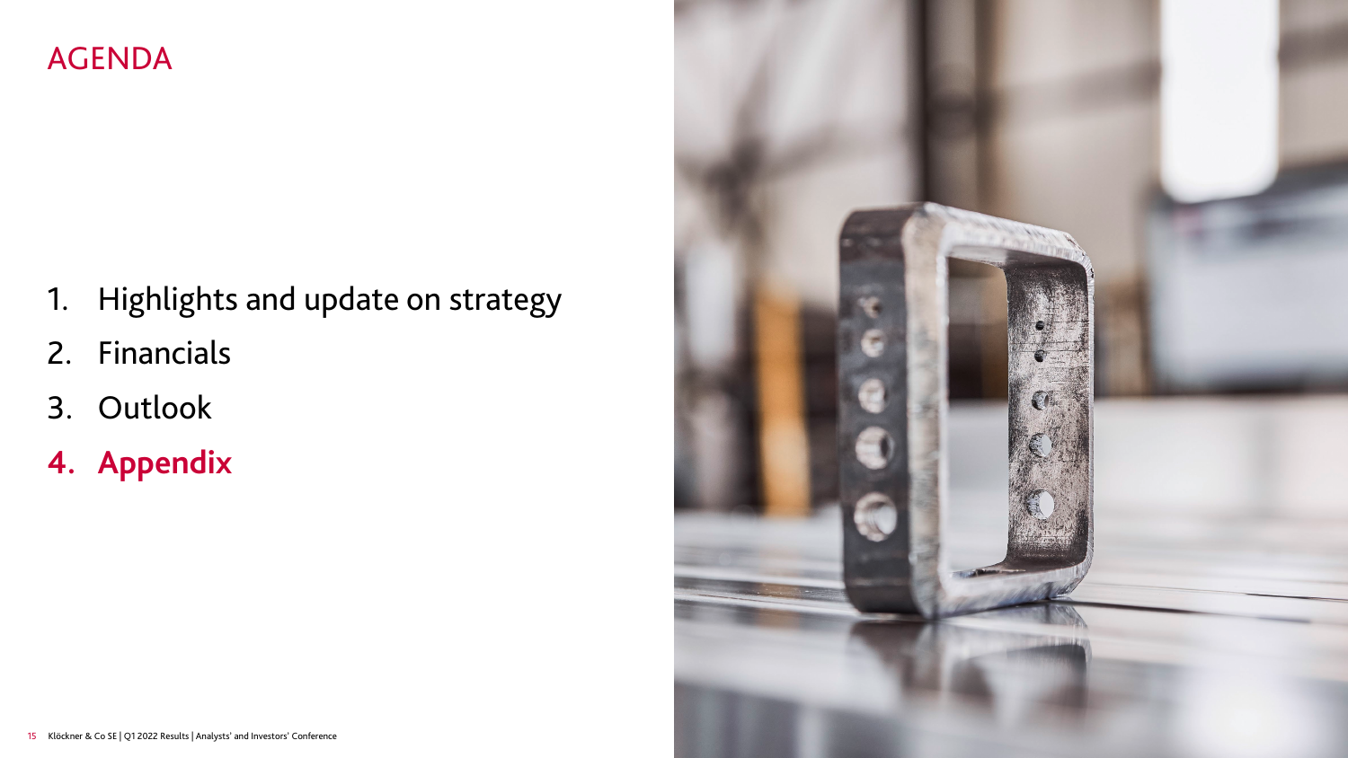# AGENDA

1. Highlights and update on strategy
2. Financials
3. Outlook
4. **Appendix**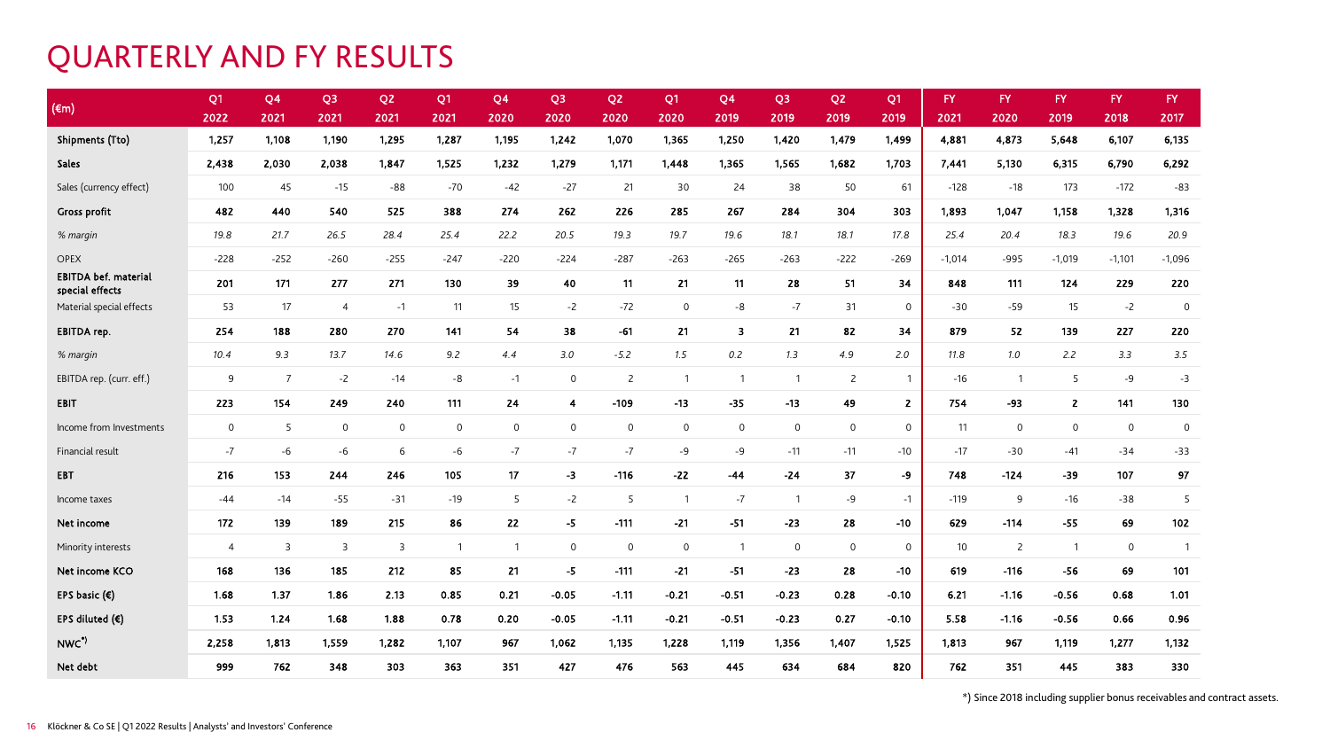# QUARTERLY AND FY RESULTS

| (€m) | Q1 2022 | Q4 2021 | Q3 2021 | Q2 2021 | Q1 2021 | Q4 2020 | Q3 2020 | Q2 2020 | Q1 2020 | Q4 2019 | Q3 2019 | Q2 2019 | Q1 2019 | FY 2021 | FY 2020 | FY 2019 | FY 2018 | FY 2017 |
|---|---|---|---|---|---|---|---|---|---|---|---|---|---|---|---|---|---|---|
| **Shipments (Tto)** | **1,257** | **1,108** | **1,190** | **1,295** | **1,287** | **1,195** | **1,242** | **1,070** | **1,365** | **1,250** | **1,420** | **1,479** | **1,499** | **4,881** | **4,873** | **5,648** | **6,107** | **6,135** |
| **Sales** | **2,438** | **2,030** | **2,038** | **1,847** | **1,525** | **1,232** | **1,279** | **1,171** | **1,448** | **1,365** | **1,565** | **1,682** | **1,703** | **7,441** | **5,130** | **6,315** | **6,790** | **6,292** |
| Sales (currency effect) | 100 | 45 | -15 | -88 | -70 | -42 | -27 | 21 | 30 | 24 | 38 | 50 | 61 | -128 | -18 | 173 | -172 | -83 |
| **Gross profit** | **482** | **440** | **540** | **525** | **388** | **274** | **262** | **226** | **285** | **267** | **284** | **304** | **303** | **1,893** | **1,047** | **1,158** | **1,328** | **1,316** |
| *% margin* | *19.8* | *21.7* | *26.5* | *28.4* | *25.4* | *22.2* | *20.5* | *19.3* | *19.7* | *19.6* | *18.1* | *18.1* | *17.8* | *25.4* | *20.4* | *18.3* | *19.6* | *20.9* |
| OPEX | -228 | -252 | -260 | -255 | -247 | -220 | -224 | -287 | -263 | -265 | -263 | -222 | -269 | -1,014 | -995 | -1,019 | -1,101 | -1,096 |
| **EBITDA bef. material special effects** | **201** | **171** | **277** | **271** | **130** | **39** | **40** | **11** | **21** | **11** | **28** | **51** | **34** | **848** | **111** | **124** | **229** | **220** |
| Material special effects | 53 | 17 | 4 | -1 | 11 | 15 | -2 | -72 | 0 | -8 | -7 | 31 | 0 | -30 | -59 | 15 | -2 | 0 |
| **EBITDA rep.** | **254** | **188** | **280** | **270** | **141** | **54** | **38** | **-61** | **21** | **3** | **21** | **82** | **34** | **879** | **52** | **139** | **227** | **220** |
| *% margin* | *10.4* | *9.3* | *13.7* | *14.6* | *9.2* | *4.4* | *3.0* | *-5.2* | *1.5* | *0.2* | *1.3* | *4.9* | *2.0* | *11.8* | *1.0* | *2.2* | *3.3* | *3.5* |
| EBITDA rep. (curr. eff.) | 9 | 7 | -2 | -14 | -8 | -1 | 0 | 2 | 1 | 1 | 1 | 2 | 1 | -16 | 1 | 5 | -9 | -3 |
| **EBIT** | **223** | **154** | **249** | **240** | **111** | **24** | **4** | **-109** | **-13** | **-35** | **-13** | **49** | **2** | **754** | **-93** | **2** | **141** | **130** |
| Income from Investments | 0 | 5 | 0 | 0 | 0 | 0 | 0 | 0 | 0 | 0 | 0 | 0 | 0 | 11 | 0 | 0 | 0 | 0 |
| Financial result | -7 | -6 | -6 | 6 | -6 | -7 | -7 | -7 | -9 | -9 | -11 | -11 | -10 | -17 | -30 | -41 | -34 | -33 |
| **EBT** | **216** | **153** | **244** | **246** | **105** | **17** | **-3** | **-116** | **-22** | **-44** | **-24** | **37** | **-9** | **748** | **-124** | **-39** | **107** | **97** |
| Income taxes | -44 | -14 | -55 | -31 | -19 | 5 | -2 | 5 | 1 | -7 | 1 | -9 | -1 | -119 | 9 | -16 | -38 | 5 |
| **Net income** | **172** | **139** | **189** | **215** | **86** | **22** | **-5** | **-111** | **-21** | **-51** | **-23** | **28** | **-10** | **629** | **-114** | **-55** | **69** | **102** |
| Minority interests | 4 | 3 | 3 | 3 | 1 | 1 | 0 | 0 | 0 | 1 | 0 | 0 | 0 | 10 | 2 | 1 | 0 | 1 |
| **Net income KCO** | **168** | **136** | **185** | **212** | **85** | **21** | **-5** | **-111** | **-21** | **-51** | **-23** | **28** | **-10** | **619** | **-116** | **-56** | **69** | **101** |
| **EPS basic (€)** | **1.68** | **1.37** | **1.86** | **2.13** | **0.85** | **0.21** | **-0.05** | **-1.11** | **-0.21** | **-0.51** | **-0.23** | **0.28** | **-0.10** | **6.21** | **-1.16** | **-0.56** | **0.68** | **1.01** |
| **EPS diluted (€)** | **1.53** | **1.24** | **1.68** | **1.88** | **0.78** | **0.20** | **-0.05** | **-1.11** | **-0.21** | **-0.51** | **-0.23** | **0.27** | **-0.10** | **5.58** | **-1.16** | **-0.56** | **0.66** | **0.96** |
| **NWC*)** | **2,258** | **1,813** | **1,559** | **1,282** | **1,107** | **967** | **1,062** | **1,135** | **1,228** | **1,119** | **1,356** | **1,407** | **1,525** | **1,813** | **967** | **1,119** | **1,277** | **1,132** |
| **Net debt** | **999** | **762** | **348** | **303** | **363** | **351** | **427** | **476** | **563** | **445** | **634** | **684** | **820** | **762** | **351** | **445** | **383** | **330** |

*) Since 2018 including supplier bonus receivables and contract assets.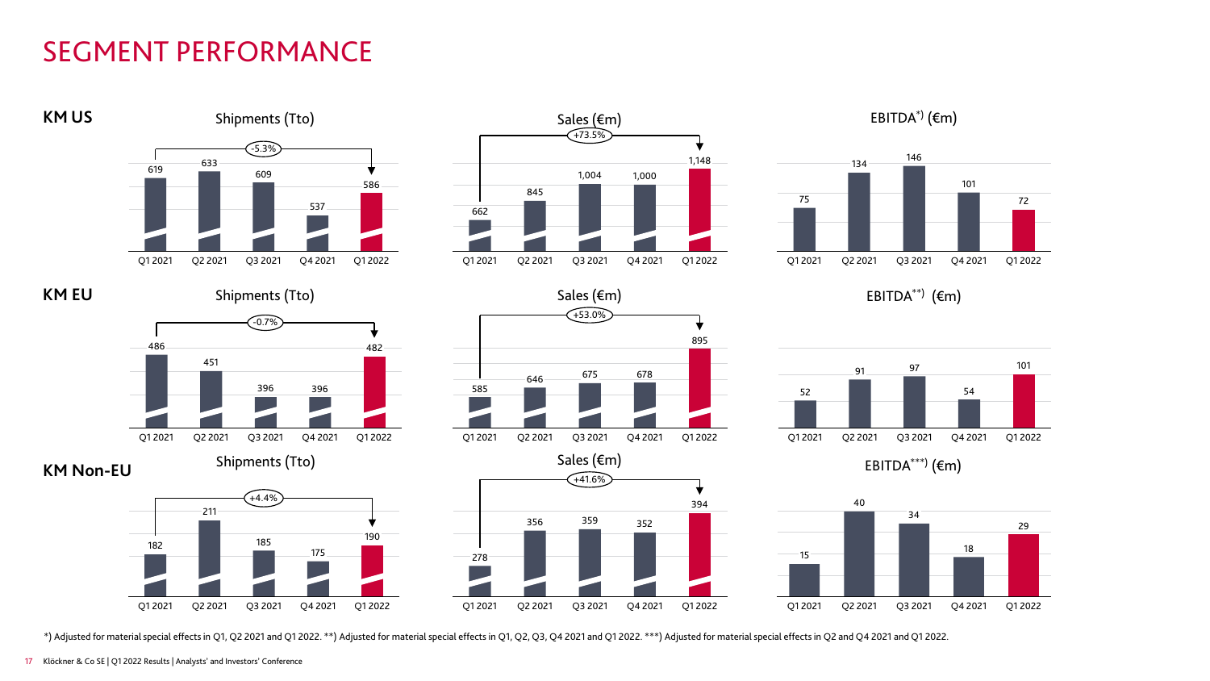# SEGMENT PERFORMANCE

## KM US

**Shipments (Tto)** — Q1 2021 to Q1 2022: -5.3%

| Q1 2021 | Q2 2021 | Q3 2021 | Q4 2021 | Q1 2022 |
|---|---|---|---|---|
| 619 | 633 | 609 | 537 | 586 |

**Sales (€m)** — Q1 2021 to Q1 2022: +73.5%

| Q1 2021 | Q2 2021 | Q3 2021 | Q4 2021 | Q1 2022 |
|---|---|---|---|---|
| 662 | 845 | 1,004 | 1,000 | 1,148 |

**EBITDA*) (€m)**

| Q1 2021 | Q2 2021 | Q3 2021 | Q4 2021 | Q1 2022 |
|---|---|---|---|---|
| 75 | 134 | 146 | 101 | 72 |

## KM EU

**Shipments (Tto)** — Q1 2021 to Q1 2022: -0.7%

| Q1 2021 | Q2 2021 | Q3 2021 | Q4 2021 | Q1 2022 |
|---|---|---|---|---|
| 486 | 451 | 396 | 396 | 482 |

**Sales (€m)** — Q1 2021 to Q1 2022: +53.0%

| Q1 2021 | Q2 2021 | Q3 2021 | Q4 2021 | Q1 2022 |
|---|---|---|---|---|
| 585 | 646 | 675 | 678 | 895 |

**EBITDA**) (€m)**

| Q1 2021 | Q2 2021 | Q3 2021 | Q4 2021 | Q1 2022 |
|---|---|---|---|---|
| 52 | 91 | 97 | 54 | 101 |

## KM Non-EU

**Shipments (Tto)** — Q1 2021 to Q1 2022: +4.4%

| Q1 2021 | Q2 2021 | Q3 2021 | Q4 2021 | Q1 2022 |
|---|---|---|---|---|
| 182 | 211 | 185 | 175 | 190 |

**Sales (€m)** — Q1 2021 to Q1 2022: +41.6%

| Q1 2021 | Q2 2021 | Q3 2021 | Q4 2021 | Q1 2022 |
|---|---|---|---|---|
| 278 | 356 | 359 | 352 | 394 |

**EBITDA***) (€m)**

| Q1 2021 | Q2 2021 | Q3 2021 | Q4 2021 | Q1 2022 |
|---|---|---|---|---|
| 15 | 40 | 34 | 18 | 29 |

*) Adjusted for material special effects in Q1, Q2 2021 and Q1 2022. **) Adjusted for material special effects in Q1, Q2, Q3, Q4 2021 and Q1 2022. ***) Adjusted for material special effects in Q2 and Q4 2021 and Q1 2022.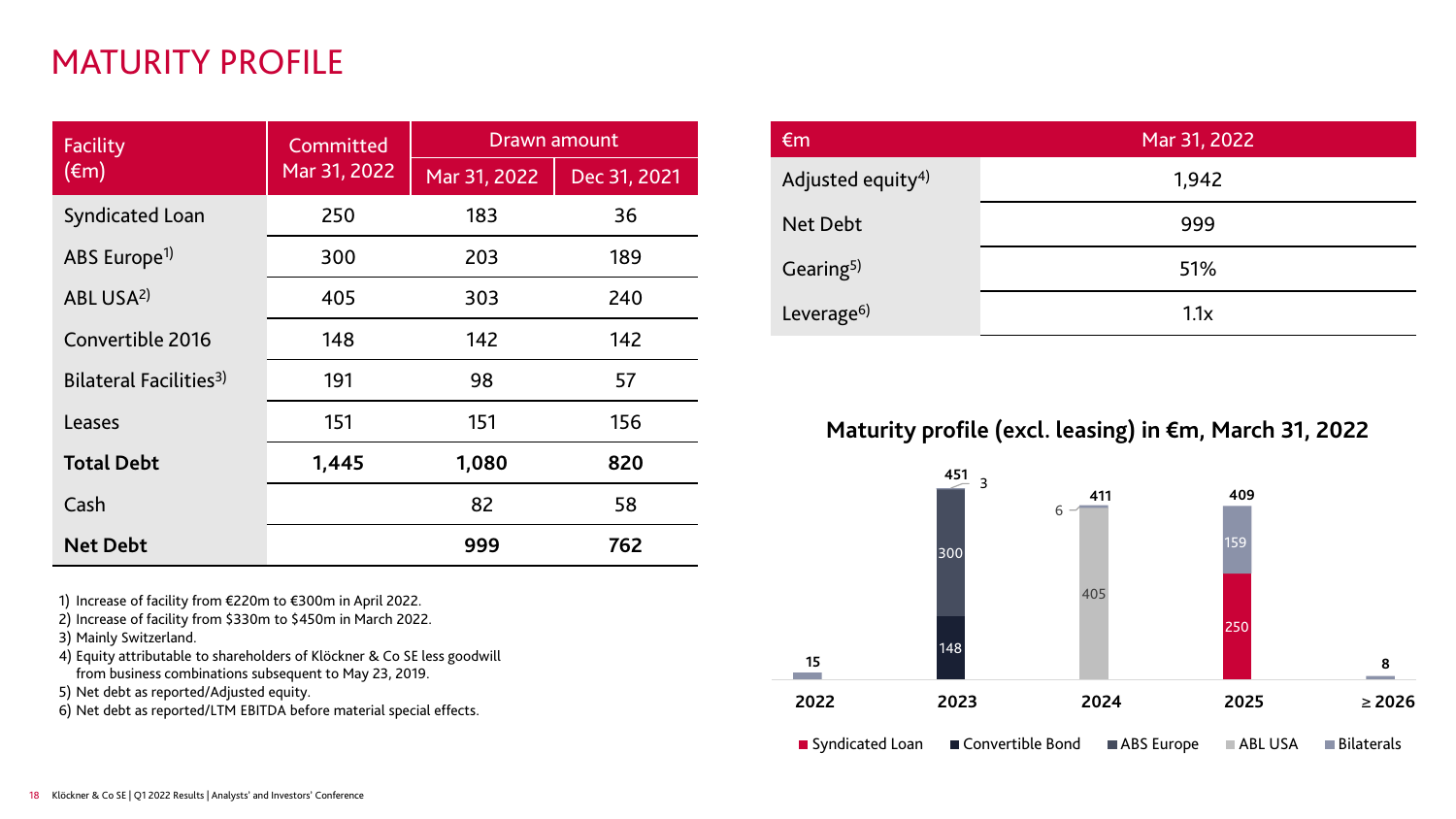# MATURITY PROFILE

| Facility (€m) | Committed Mar 31, 2022 | Drawn amount | |
|---|---|---|---|
| | | Mar 31, 2022 | Dec 31, 2021 |
| Syndicated Loan | 250 | 183 | 36 |
| ABS Europe[1] | 300 | 203 | 189 |
| ABL USA[2] | 405 | 303 | 240 |
| Convertible 2016 | 148 | 142 | 142 |
| Bilateral Facilities[3] | 191 | 98 | 57 |
| Leases | 151 | 151 | 156 |
| **Total Debt** | **1,445** | **1,080** | **820** |
| Cash | | 82 | 58 |
| **Net Debt** | | **999** | **762** |

1) Increase of facility from €220m to €300m in April 2022.
2) Increase of facility from $330m to $450m in March 2022.
3) Mainly Switzerland.
4) Equity attributable to shareholders of Klöckner & Co SE less goodwill from business combinations subsequent to May 23, 2019.
5) Net debt as reported/Adjusted equity.
6) Net debt as reported/LTM EBITDA before material special effects.

| €m | Mar 31, 2022 |
|---|---|
| Adjusted equity[4] | 1,942 |
| Net Debt | 999 |
| Gearing[5] | 51% |
| Leverage[6] | 1.1x |

**Maturity profile (excl. leasing) in €m, March 31, 2022**

| Year | Syndicated Loan | Convertible Bond | ABS Europe | ABL USA | Bilaterals | Total |
|---|---|---|---|---|---|---|
| 2022 | | | | | 15 | **15** |
| 2023 | | 148 | 300 | | 3 | **451** |
| 2024 | | | | 405 | 6 | **411** |
| 2025 | 250 | | | | 159 | **409** |
| ≥ 2026 | | | | | 8 | **8** |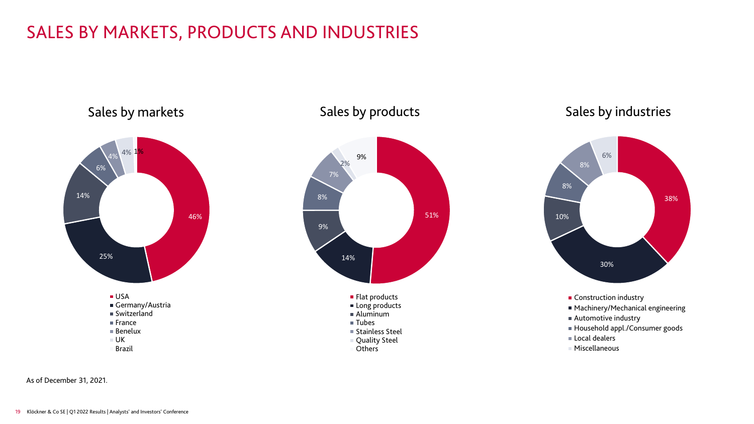# SALES BY MARKETS, PRODUCTS AND INDUSTRIES

## Sales by markets

| Market | Share |
| --- | --- |
| USA | 46% |
| Germany/Austria | 25% |
| Switzerland | 14% |
| France | 6% |
| Benelux | 4% |
| UK | 4% |
| Brazil | 1% |

## Sales by products

| Product | Share |
| --- | --- |
| Flat products | 51% |
| Long products | 14% |
| Aluminum | 9% |
| Tubes | 8% |
| Stainless Steel | 7% |
| Quality Steel | 2% |
| Others | 9% |

## Sales by industries

| Industry | Share |
| --- | --- |
| Construction industry | 38% |
| Machinery/Mechanical engineering | 30% |
| Automotive industry | 10% |
| Household appl./Consumer goods | 8% |
| Local dealers | 8% |
| Miscellaneous | 6% |

As of December 31, 2021.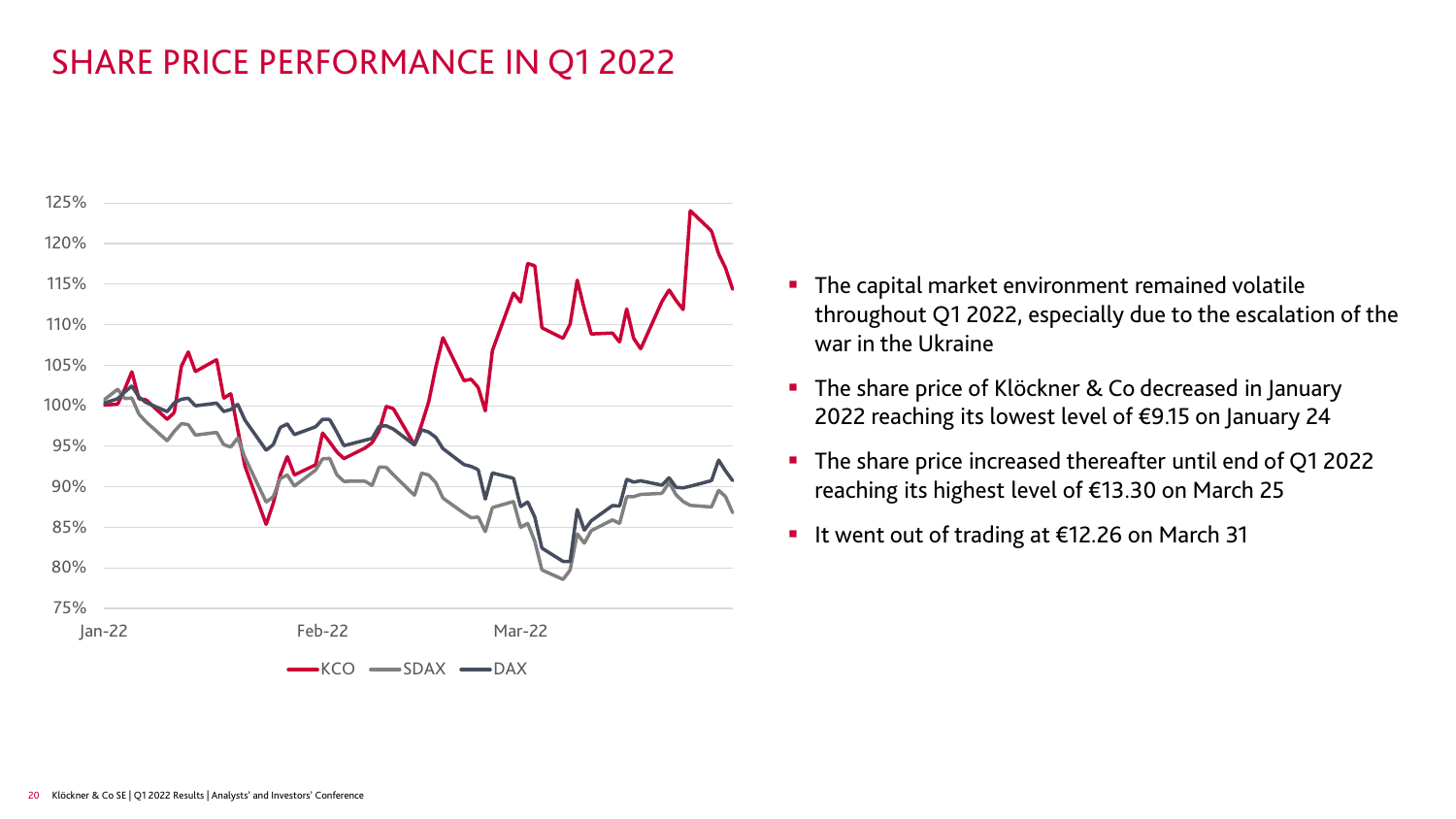# SHARE PRICE PERFORMANCE IN Q1 2022

- The capital market environment remained volatile throughout Q1 2022, especially due to the escalation of the war in the Ukraine
- The share price of Klöckner & Co decreased in January 2022 reaching its lowest level of €9.15 on January 24
- The share price increased thereafter until end of Q1 2022 reaching its highest level of €13.30 on March 25
- It went out of trading at €12.26 on March 31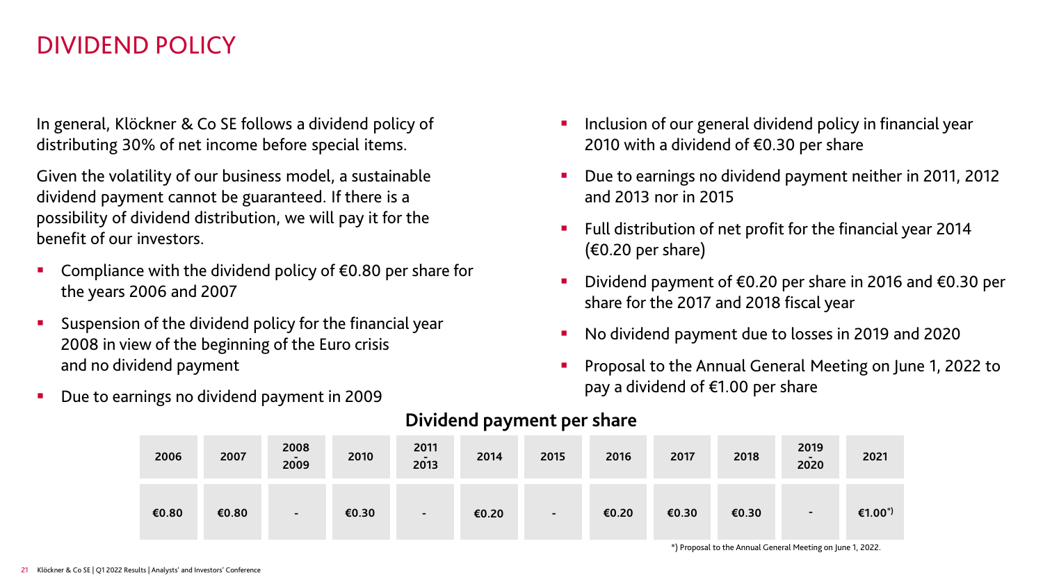# DIVIDEND POLICY

In general, Klöckner & Co SE follows a dividend policy of distributing 30% of net income before special items.

Given the volatility of our business model, a sustainable dividend payment cannot be guaranteed. If there is a possibility of dividend distribution, we will pay it for the benefit of our investors.

- Compliance with the dividend policy of €0.80 per share for the years 2006 and 2007
- Suspension of the dividend policy for the financial year 2008 in view of the beginning of the Euro crisis and no dividend payment
- Due to earnings no dividend payment in 2009
- Inclusion of our general dividend policy in financial year 2010 with a dividend of €0.30 per share
- Due to earnings no dividend payment neither in 2011, 2012 and 2013 nor in 2015
- Full distribution of net profit for the financial year 2014 (€0.20 per share)
- Dividend payment of €0.20 per share in 2016 and €0.30 per share for the 2017 and 2018 fiscal year
- No dividend payment due to losses in 2019 and 2020
- Proposal to the Annual General Meeting on June 1, 2022 to pay a dividend of €1.00 per share

## Dividend payment per share

| 2006 | 2007 | 2008 - 2009 | 2010 | 2011 - 2013 | 2014 | 2015 | 2016 | 2017 | 2018 | 2019 - 2020 | 2021 |
|---|---|---|---|---|---|---|---|---|---|---|---|
| €0.80 | €0.80 | - | €0.30 | - | €0.20 | - | €0.20 | €0.30 | €0.30 | - | €1.00*) |

*) Proposal to the Annual General Meeting on June 1, 2022.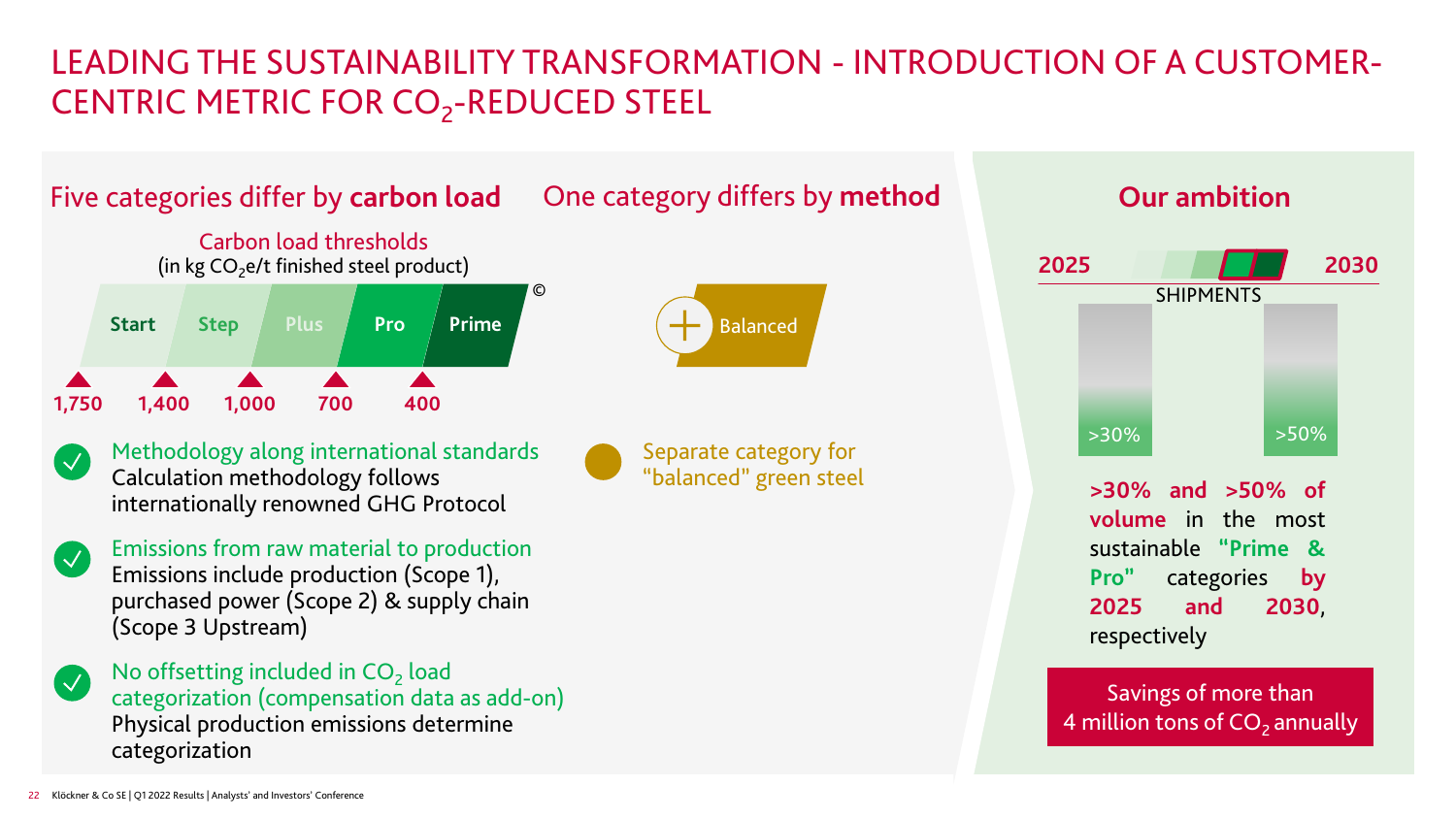# LEADING THE SUSTAINABILITY TRANSFORMATION - INTRODUCTION OF A CUSTOMER-CENTRIC METRIC FOR $CO_2$-REDUCED STEEL

## Five categories differ by **carbon load**

Carbon load thresholds
(in kg $CO_2$e/t finished steel product)

| Start | Step | Plus | Pro | Prime |
|---|---|---|---|---|
| 1,750 | 1,400 | 1,000 | 700 | 400 |

©

- **Methodology along international standards**
  Calculation methodology follows internationally renowned GHG Protocol
- **Emissions from raw material to production**
  Emissions include production (Scope 1), purchased power (Scope 2) & supply chain (Scope 3 Upstream)
- **No offsetting included in $CO_2$ load categorization (compensation data as add-on)**
  Physical production emissions determine categorization

## One category differs by **method**

Balanced

- Separate category for "balanced" green steel

## Our ambition

2025 — SHIPMENTS — 2030

>30% (2025) | >50% (2030)

**>30% and >50% of volume** in the most sustainable **"Prime & Pro"** categories **by 2025 and 2030**, respectively

Savings of more than 4 million tons of $CO_2$ annually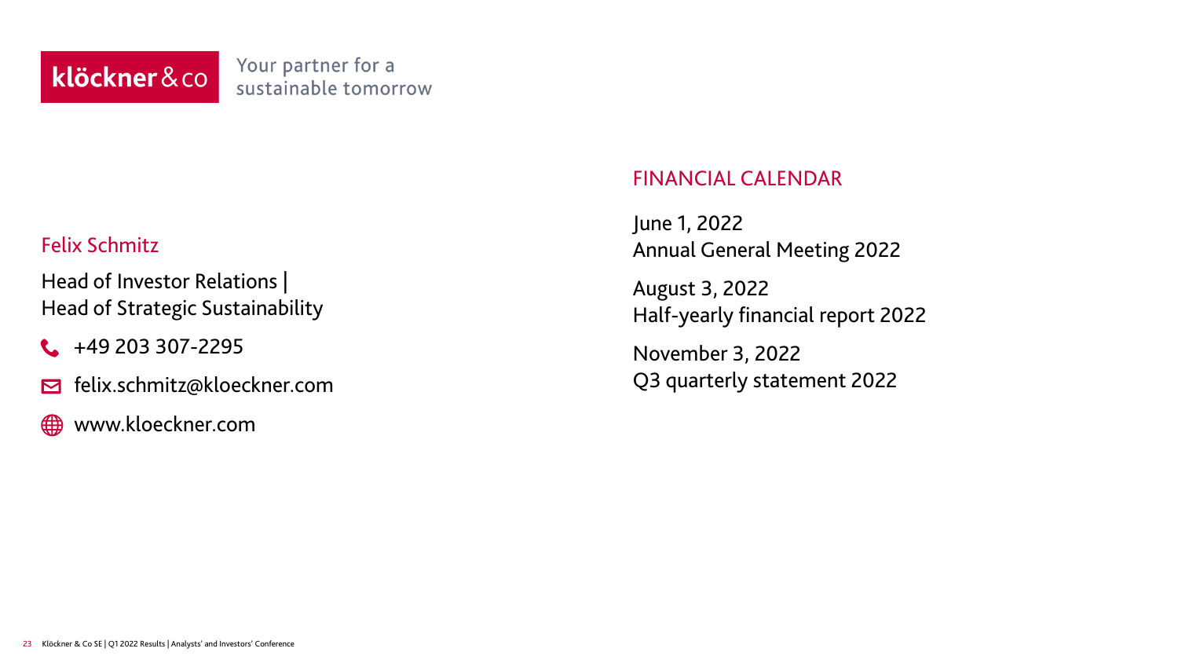klöckner & co

Your partner for a sustainable tomorrow

## Felix Schmitz

Head of Investor Relations | Head of Strategic Sustainability

+49 203 307-2295

felix.schmitz@kloeckner.com

www.kloeckner.com

## FINANCIAL CALENDAR

June 1, 2022
Annual General Meeting 2022

August 3, 2022
Half-yearly financial report 2022

November 3, 2022
Q3 quarterly statement 2022